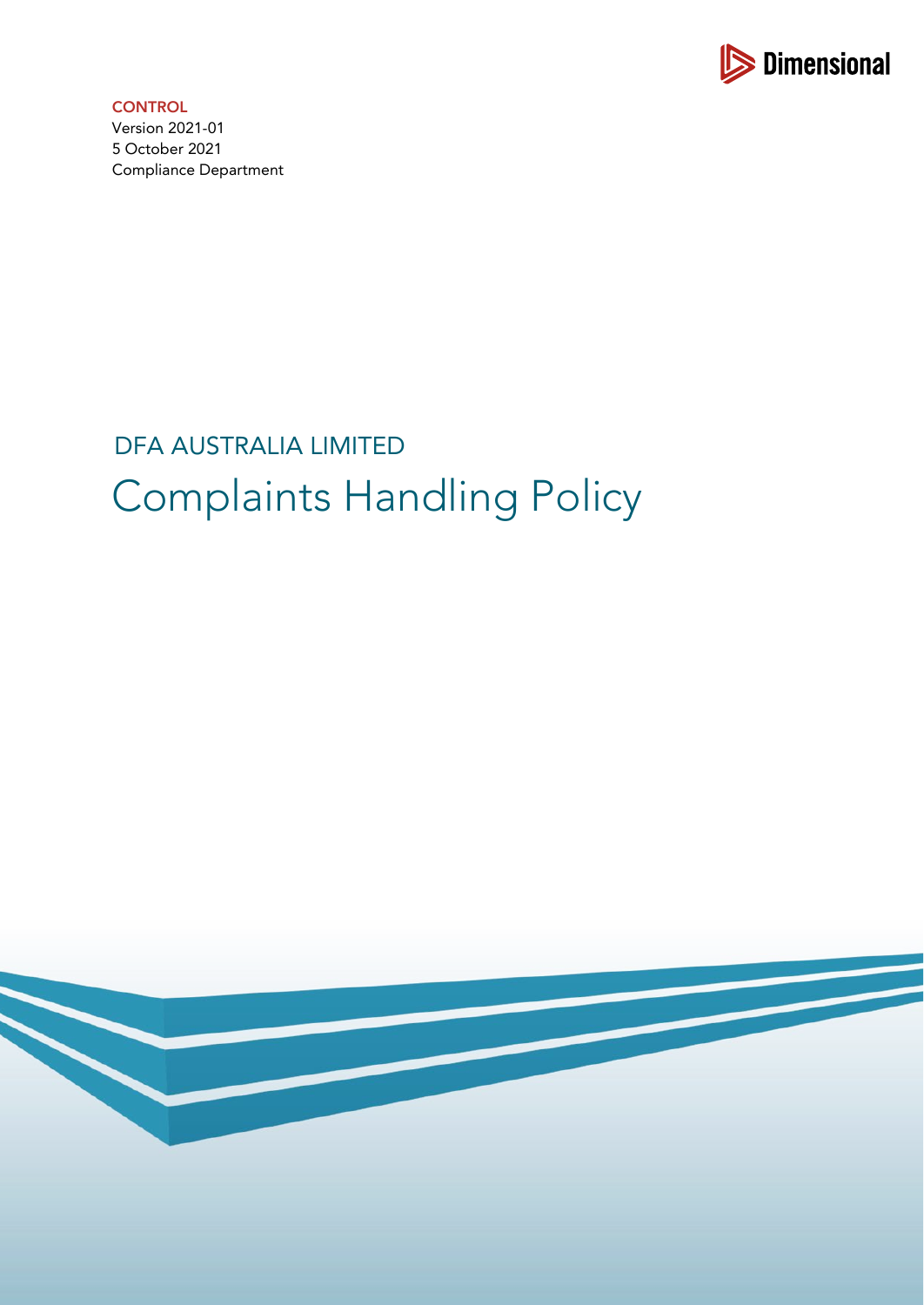Dimensional

**CONTROL**

Version 2021-01

5 October 2021

Compliance Department

## DFA AUSTRALIA LIMITED

# Complaints Handling Policy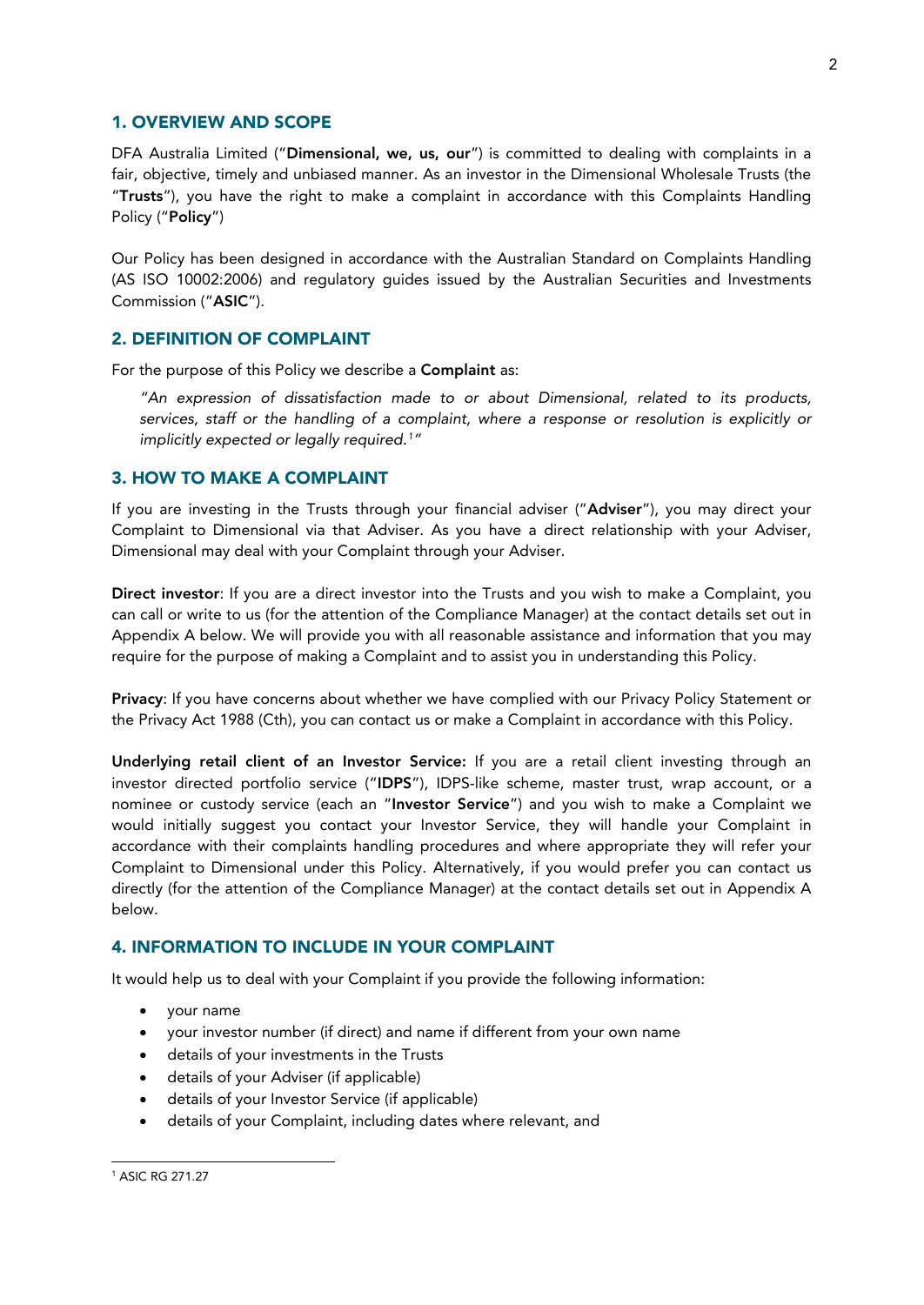## 1. OVERVIEW AND SCOPE

DFA Australia Limited ("**Dimensional, we, us, our**") is committed to dealing with complaints in a fair, objective, timely and unbiased manner. As an investor in the Dimensional Wholesale Trusts (the "**Trusts**"), you have the right to make a complaint in accordance with this Complaints Handling Policy ("**Policy**")

Our Policy has been designed in accordance with the Australian Standard on Complaints Handling (AS ISO 10002:2006) and regulatory guides issued by the Australian Securities and Investments Commission ("**ASIC**").

## 2. DEFINITION OF COMPLAINT

For the purpose of this Policy we describe a **Complaint** as:

> *"An expression of dissatisfaction made to or about Dimensional, related to its products, services, staff or the handling of a complaint, where a response or resolution is explicitly or implicitly expected or legally required.*[1]*"*

## 3. HOW TO MAKE A COMPLAINT

If you are investing in the Trusts through your financial adviser ("**Adviser**"), you may direct your Complaint to Dimensional via that Adviser. As you have a direct relationship with your Adviser, Dimensional may deal with your Complaint through your Adviser.

**Direct investor**: If you are a direct investor into the Trusts and you wish to make a Complaint, you can call or write to us (for the attention of the Compliance Manager) at the contact details set out in Appendix A below. We will provide you with all reasonable assistance and information that you may require for the purpose of making a Complaint and to assist you in understanding this Policy.

**Privacy**: If you have concerns about whether we have complied with our Privacy Policy Statement or the Privacy Act 1988 (Cth), you can contact us or make a Complaint in accordance with this Policy.

**Underlying retail client of an Investor Service:** If you are a retail client investing through an investor directed portfolio service ("**IDPS**"), IDPS-like scheme, master trust, wrap account, or a nominee or custody service (each an "**Investor Service**") and you wish to make a Complaint we would initially suggest you contact your Investor Service, they will handle your Complaint in accordance with their complaints handling procedures and where appropriate they will refer your Complaint to Dimensional under this Policy. Alternatively, if you would prefer you can contact us directly (for the attention of the Compliance Manager) at the contact details set out in Appendix A below.

## 4. INFORMATION TO INCLUDE IN YOUR COMPLAINT

It would help us to deal with your Complaint if you provide the following information:

- your name
- your investor number (if direct) and name if different from your own name
- details of your investments in the Trusts
- details of your Adviser (if applicable)
- details of your Investor Service (if applicable)
- details of your Complaint, including dates where relevant, and

---

[1] ASIC RG 271.27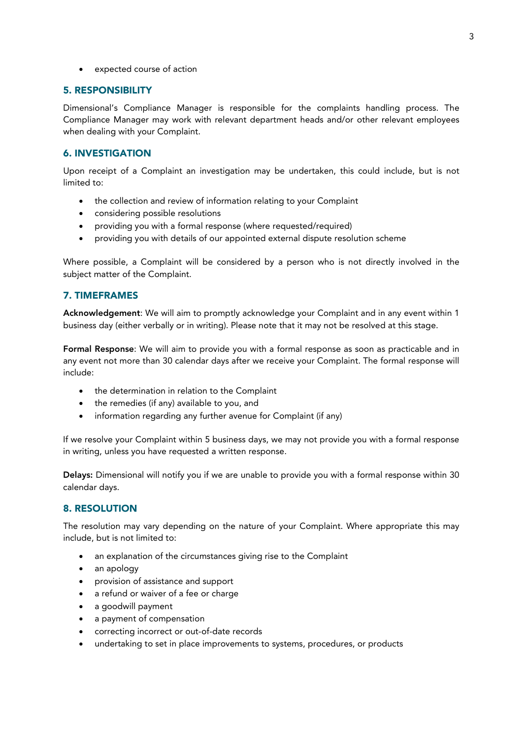- expected course of action

## 5. RESPONSIBILITY

Dimensional's Compliance Manager is responsible for the complaints handling process. The Compliance Manager may work with relevant department heads and/or other relevant employees when dealing with your Complaint.

## 6. INVESTIGATION

Upon receipt of a Complaint an investigation may be undertaken, this could include, but is not limited to:

- the collection and review of information relating to your Complaint
- considering possible resolutions
- providing you with a formal response (where requested/required)
- providing you with details of our appointed external dispute resolution scheme

Where possible, a Complaint will be considered by a person who is not directly involved in the subject matter of the Complaint.

## 7. TIMEFRAMES

**Acknowledgement**: We will aim to promptly acknowledge your Complaint and in any event within 1 business day (either verbally or in writing). Please note that it may not be resolved at this stage.

**Formal Response**: We will aim to provide you with a formal response as soon as practicable and in any event not more than 30 calendar days after we receive your Complaint. The formal response will include:

- the determination in relation to the Complaint
- the remedies (if any) available to you, and
- information regarding any further avenue for Complaint (if any)

If we resolve your Complaint within 5 business days, we may not provide you with a formal response in writing, unless you have requested a written response.

**Delays:** Dimensional will notify you if we are unable to provide you with a formal response within 30 calendar days.

## 8. RESOLUTION

The resolution may vary depending on the nature of your Complaint. Where appropriate this may include, but is not limited to:

- an explanation of the circumstances giving rise to the Complaint
- an apology
- provision of assistance and support
- a refund or waiver of a fee or charge
- a goodwill payment
- a payment of compensation
- correcting incorrect or out-of-date records
- undertaking to set in place improvements to systems, procedures, or products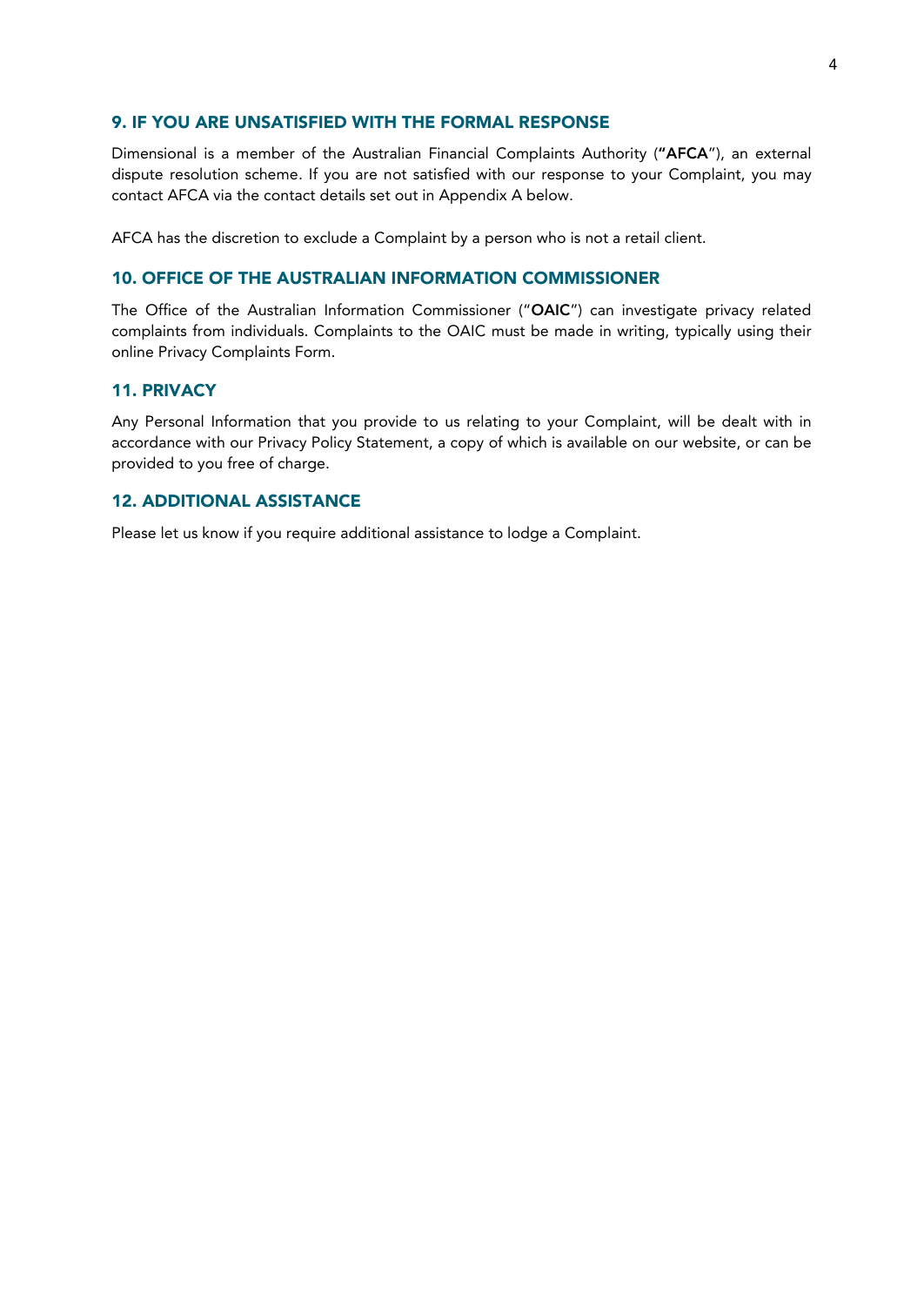## 9. IF YOU ARE UNSATISFIED WITH THE FORMAL RESPONSE

Dimensional is a member of the Australian Financial Complaints Authority (**"AFCA**"), an external dispute resolution scheme. If you are not satisfied with our response to your Complaint, you may contact AFCA via the contact details set out in Appendix A below.

AFCA has the discretion to exclude a Complaint by a person who is not a retail client.

## 10. OFFICE OF THE AUSTRALIAN INFORMATION COMMISSIONER

The Office of the Australian Information Commissioner ("**OAIC**") can investigate privacy related complaints from individuals. Complaints to the OAIC must be made in writing, typically using their online Privacy Complaints Form.

## 11. PRIVACY

Any Personal Information that you provide to us relating to your Complaint, will be dealt with in accordance with our Privacy Policy Statement, a copy of which is available on our website, or can be provided to you free of charge.

## 12. ADDITIONAL ASSISTANCE

Please let us know if you require additional assistance to lodge a Complaint.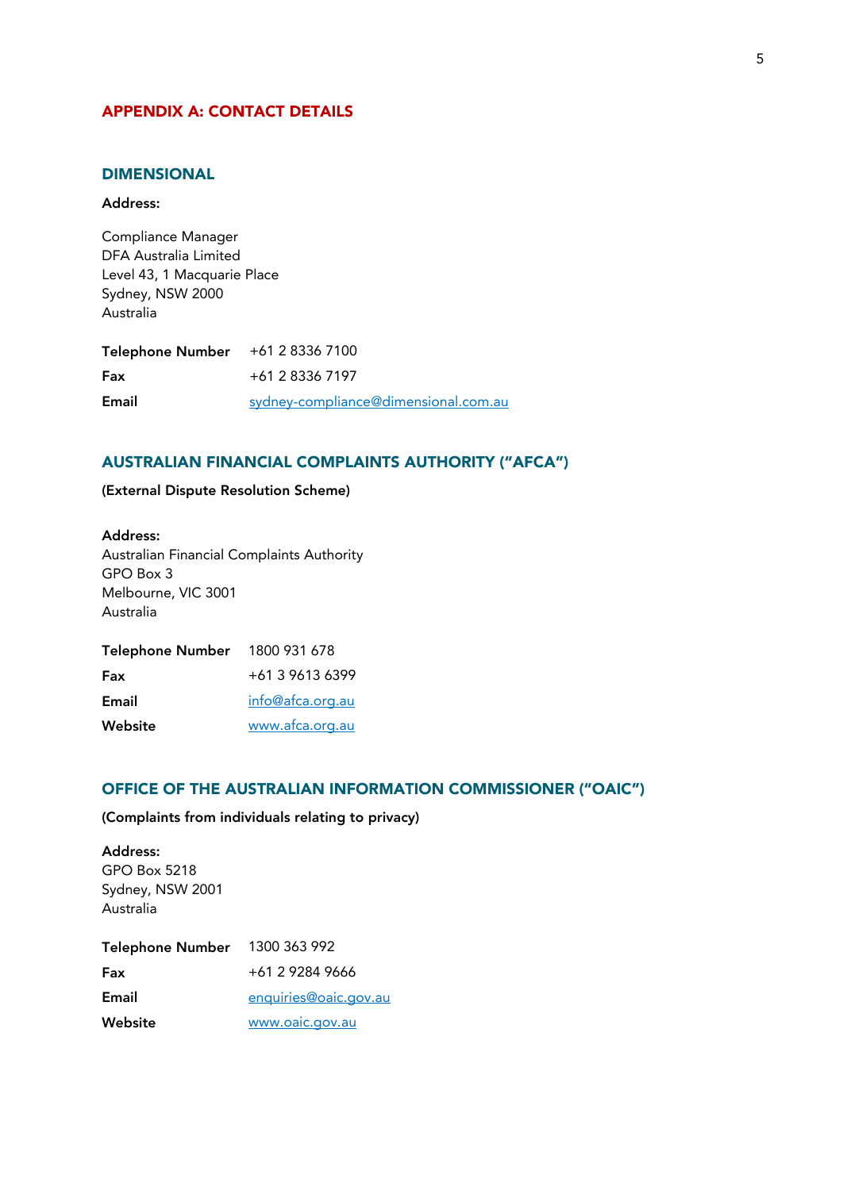## APPENDIX A: CONTACT DETAILS

### DIMENSIONAL

**Address:**

Compliance Manager
DFA Australia Limited
Level 43, 1 Macquarie Place
Sydney, NSW 2000
Australia

| | |
|---|---|
| **Telephone Number** | +61 2 8336 7100 |
| **Fax** | +61 2 8336 7197 |
| **Email** | sydney-compliance@dimensional.com.au |

### AUSTRALIAN FINANCIAL COMPLAINTS AUTHORITY ("AFCA")

**(External Dispute Resolution Scheme)**

**Address:**
Australian Financial Complaints Authority
GPO Box 3
Melbourne, VIC 3001
Australia

| | |
|---|---|
| **Telephone Number** | 1800 931 678 |
| **Fax** | +61 3 9613 6399 |
| **Email** | info@afca.org.au |
| **Website** | www.afca.org.au |

### OFFICE OF THE AUSTRALIAN INFORMATION COMMISSIONER ("OAIC")

**(Complaints from individuals relating to privacy)**

**Address:**
GPO Box 5218
Sydney, NSW 2001
Australia

| | |
|---|---|
| **Telephone Number** | 1300 363 992 |
| **Fax** | +61 2 9284 9666 |
| **Email** | enquiries@oaic.gov.au |
| **Website** | www.oaic.gov.au |